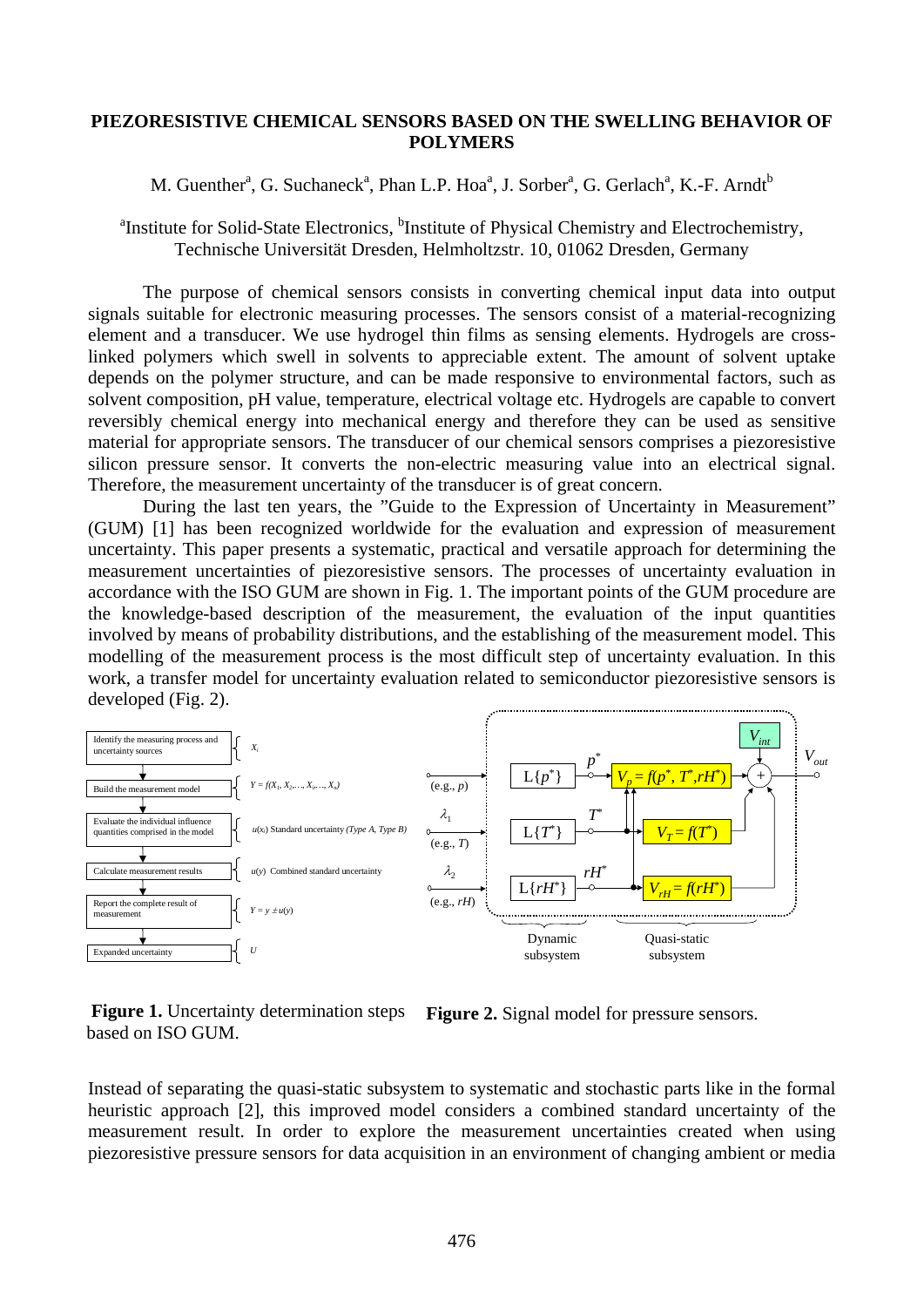# PIEZORESISTIVE CHEMICAL SENSORS BASED ON THE SWELLING BEHAVIOR OF POLYMERS

M. Guenther[a], G. Suchaneck[a], Phan L.P. Hoa[a], J. Sorber[a], G. Gerlach[a], K.-F. Arndt[b]

[a]Institute for Solid-State Electronics, [b]Institute of Physical Chemistry and Electrochemistry, Technische Universität Dresden, Helmholtzstr. 10, 01062 Dresden, Germany

The purpose of chemical sensors consists in converting chemical input data into output signals suitable for electronic measuring processes. The sensors consist of a material-recognizing element and a transducer. We use hydrogel thin films as sensing elements. Hydrogels are cross-linked polymers which swell in solvents to appreciable extent. The amount of solvent uptake depends on the polymer structure, and can be made responsive to environmental factors, such as solvent composition, pH value, temperature, electrical voltage etc. Hydrogels are capable to convert reversibly chemical energy into mechanical energy and therefore they can be used as sensitive material for appropriate sensors. The transducer of our chemical sensors comprises a piezoresistive silicon pressure sensor. It converts the non-electric measuring value into an electrical signal. Therefore, the measurement uncertainty of the transducer is of great concern.

During the last ten years, the "Guide to the Expression of Uncertainty in Measurement" (GUM) [1] has been recognized worldwide for the evaluation and expression of measurement uncertainty. This paper presents a systematic, practical and versatile approach for determining the measurement uncertainties of piezoresistive sensors. The processes of uncertainty evaluation in accordance with the ISO GUM are shown in Fig. 1. The important points of the GUM procedure are the knowledge-based description of the measurement, the evaluation of the input quantities involved by means of probability distributions, and the establishing of the measurement model. This modelling of the measurement process is the most difficult step of uncertainty evaluation. In this work, a transfer model for uncertainty evaluation related to semiconductor piezoresistive sensors is developed (Fig. 2).

| Step | |
|---|---|
| Identify the measuring process and uncertainty sources | $X_i$ |
| Build the measurement model | $Y = f(X_1, X_2,\ldots, X_i,\ldots, X_n)$ |
| Evaluate the individual influence quantities comprised in the model | $u(x_i)$ Standard uncertainty *(Type A, Type B)* |
| Calculate measurement results | $u(y)$ Combined standard uncertainty |
| Report the complete result of measurement | $Y = y \pm u(y)$ |
| Expanded uncertainty | $U$ |

**Figure 1.** Uncertainty determination steps based on ISO GUM.

Signal model: inputs (e.g., $p$), $\lambda_1$ (e.g., $T$), $\lambda_2$ (e.g., $rH$) → Dynamic subsystem: $\mathrm{L}\{p^*\}$, $\mathrm{L}\{T^*\}$, $\mathrm{L}\{rH^*\}$ → $p^*$, $T^*$, $rH^*$ → Quasi-static subsystem: $V_p = f(p^*, T^*, rH^*)$, $V_T = f(T^*)$, $V_{rH} = f(rH^*)$, summed with $V_{int}$ → $V_{out}$

**Figure 2.** Signal model for pressure sensors.

Instead of separating the quasi-static subsystem to systematic and stochastic parts like in the formal heuristic approach [2], this improved model considers a combined standard uncertainty of the measurement result. In order to explore the measurement uncertainties created when using piezoresistive pressure sensors for data acquisition in an environment of changing ambient or media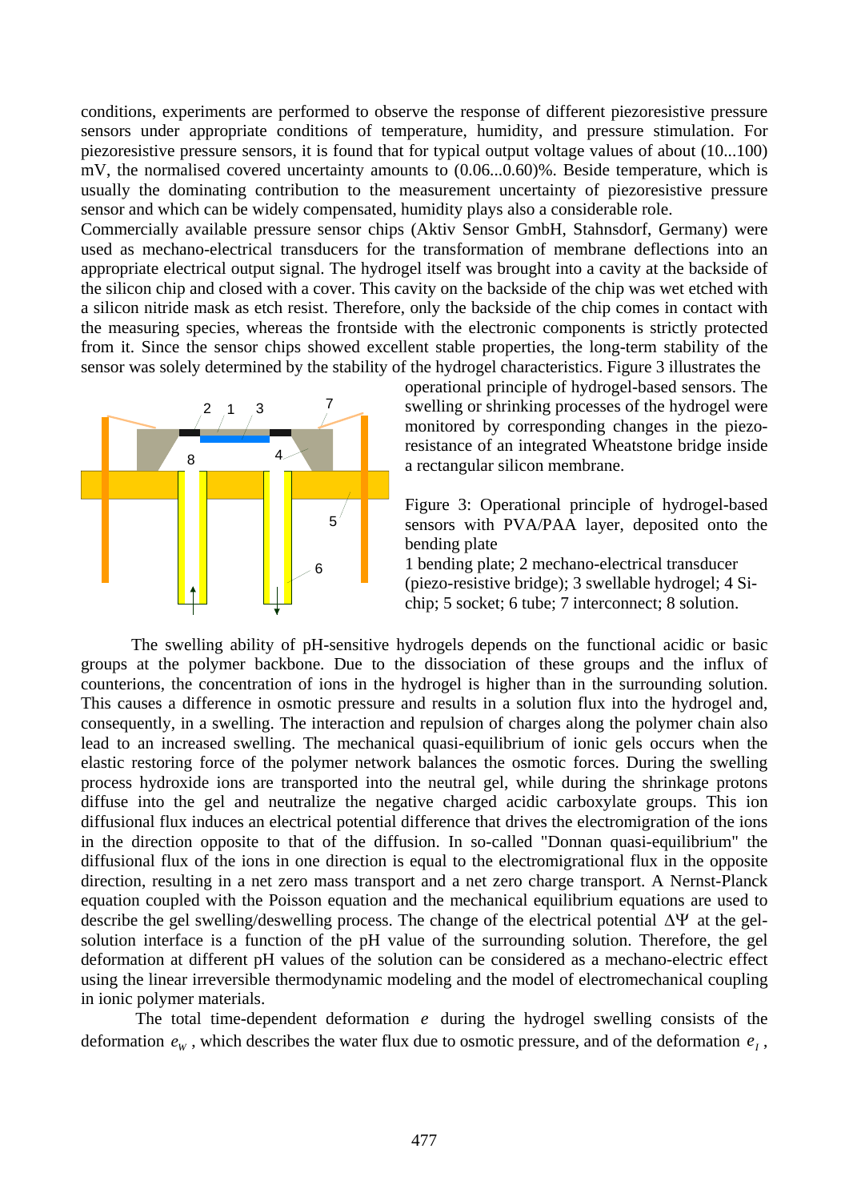conditions, experiments are performed to observe the response of different piezoresistive pressure sensors under appropriate conditions of temperature, humidity, and pressure stimulation. For piezoresistive pressure sensors, it is found that for typical output voltage values of about (10...100) mV, the normalised covered uncertainty amounts to (0.06...0.60)%. Beside temperature, which is usually the dominating contribution to the measurement uncertainty of piezoresistive pressure sensor and which can be widely compensated, humidity plays also a considerable role.

Commercially available pressure sensor chips (Aktiv Sensor GmbH, Stahnsdorf, Germany) were used as mechano-electrical transducers for the transformation of membrane deflections into an appropriate electrical output signal. The hydrogel itself was brought into a cavity at the backside of the silicon chip and closed with a cover. This cavity on the backside of the chip was wet etched with a silicon nitride mask as etch resist. Therefore, only the backside of the chip comes in contact with the measuring species, whereas the frontside with the electronic components is strictly protected from it. Since the sensor chips showed excellent stable properties, the long-term stability of the sensor was solely determined by the stability of the hydrogel characteristics. Figure 3 illustrates the operational principle of hydrogel-based sensors. The swelling or shrinking processes of the hydrogel were monitored by corresponding changes in the piezoresistance of an integrated Wheatstone bridge inside a rectangular silicon membrane.

Figure 3: Operational principle of hydrogel-based sensors with PVA/PAA layer, deposited onto the bending plate
1 bending plate; 2 mechano-electrical transducer (piezo-resistive bridge); 3 swellable hydrogel; 4 Si-chip; 5 socket; 6 tube; 7 interconnect; 8 solution.

The swelling ability of pH-sensitive hydrogels depends on the functional acidic or basic groups at the polymer backbone. Due to the dissociation of these groups and the influx of counterions, the concentration of ions in the hydrogel is higher than in the surrounding solution. This causes a difference in osmotic pressure and results in a solution flux into the hydrogel and, consequently, in a swelling. The interaction and repulsion of charges along the polymer chain also lead to an increased swelling. The mechanical quasi-equilibrium of ionic gels occurs when the elastic restoring force of the polymer network balances the osmotic forces. During the swelling process hydroxide ions are transported into the neutral gel, while during the shrinkage protons diffuse into the gel and neutralize the negative charged acidic carboxylate groups. This ion diffusional flux induces an electrical potential difference that drives the electromigration of the ions in the direction opposite to that of the diffusion. In so-called "Donnan quasi-equilibrium" the diffusional flux of the ions in one direction is equal to the electromigrational flux in the opposite direction, resulting in a net zero mass transport and a net zero charge transport. A Nernst-Planck equation coupled with the Poisson equation and the mechanical equilibrium equations are used to describe the gel swelling/deswelling process. The change of the electrical potential $\Delta\Psi$ at the gel-solution interface is a function of the pH value of the surrounding solution. Therefore, the gel deformation at different pH values of the solution can be considered as a mechano-electric effect using the linear irreversible thermodynamic modeling and the model of electromechanical coupling in ionic polymer materials.

The total time-dependent deformation $e$ during the hydrogel swelling consists of the deformation $e_w$, which describes the water flux due to osmotic pressure, and of the deformation $e_I$,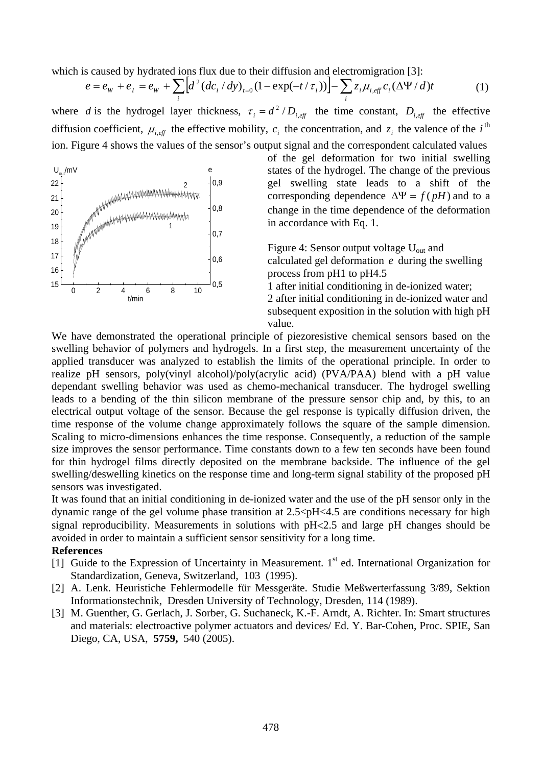which is caused by hydrated ions flux due to their diffusion and electromigration [3]:

$$e = e_W + e_I = e_W + \sum_i \left[ d^2 (dc_i / dy)_{t=0} (1 - \exp(-t/\tau_i)) \right] - \sum_i z_i \mu_{i,eff} c_i (\Delta\Psi / d) t \qquad (1)$$

where $d$ is the hydrogel layer thickness, $\tau_i = d^2 / D_{i,eff}$ the time constant, $D_{i,eff}$ the effective diffusion coefficient, $\mu_{i,eff}$ the effective mobility, $c_i$ the concentration, and $z_i$ the valence of the $i^{th}$ ion. Figure 4 shows the values of the sensor's output signal and the correspondent calculated values of the gel deformation for two initial swelling states of the hydrogel. The change of the previous gel swelling state leads to a shift of the corresponding dependence $\Delta\Psi = f(pH)$ and to a change in the time dependence of the deformation in accordance with Eq. 1.

$U_{out}$/mV
e
22
21
20
19
18
17
16
15
0,9
0,8
0,7
0,6
0,5
0
2
4
6
8
10
t/min
1
2

Figure 4: Sensor output voltage $U_{out}$ and calculated gel deformation $e$ during the swelling process from pH1 to pH4.5
1 after initial conditioning in de-ionized water;
2 after initial conditioning in de-ionized water and subsequent exposition in the solution with high pH value.

We have demonstrated the operational principle of piezoresistive chemical sensors based on the swelling behavior of polymers and hydrogels. In a first step, the measurement uncertainty of the applied transducer was analyzed to establish the limits of the operational principle. In order to realize pH sensors, poly(vinyl alcohol)/poly(acrylic acid) (PVA/PAA) blend with a pH value dependant swelling behavior was used as chemo-mechanical transducer. The hydrogel swelling leads to a bending of the thin silicon membrane of the pressure sensor chip and, by this, to an electrical output voltage of the sensor. Because the gel response is typically diffusion driven, the time response of the volume change approximately follows the square of the sample dimension. Scaling to micro-dimensions enhances the time response. Consequently, a reduction of the sample size improves the sensor performance. Time constants down to a few ten seconds have been found for thin hydrogel films directly deposited on the membrane backside. The influence of the gel swelling/deswelling kinetics on the response time and long-term signal stability of the proposed pH sensors was investigated.

It was found that an initial conditioning in de-ionized water and the use of the pH sensor only in the dynamic range of the gel volume phase transition at 2.5<pH<4.5 are conditions necessary for high signal reproducibility. Measurements in solutions with pH<2.5 and large pH changes should be avoided in order to maintain a sufficient sensor sensitivity for a long time.

**References**

[1] Guide to the Expression of Uncertainty in Measurement. 1st ed. International Organization for Standardization, Geneva, Switzerland, 103 (1995).

[2] A. Lenk. Heuristiche Fehlermodelle für Messgeräte. Studie Meßwerterfassung 3/89, Sektion Informationstechnik, Dresden University of Technology, Dresden, 114 (1989).

[3] M. Guenther, G. Gerlach, J. Sorber, G. Suchaneck, K.-F. Arndt, A. Richter. In: Smart structures and materials: electroactive polymer actuators and devices/ Ed. Y. Bar-Cohen, Proc. SPIE, San Diego, CA, USA, **5759,** 540 (2005).